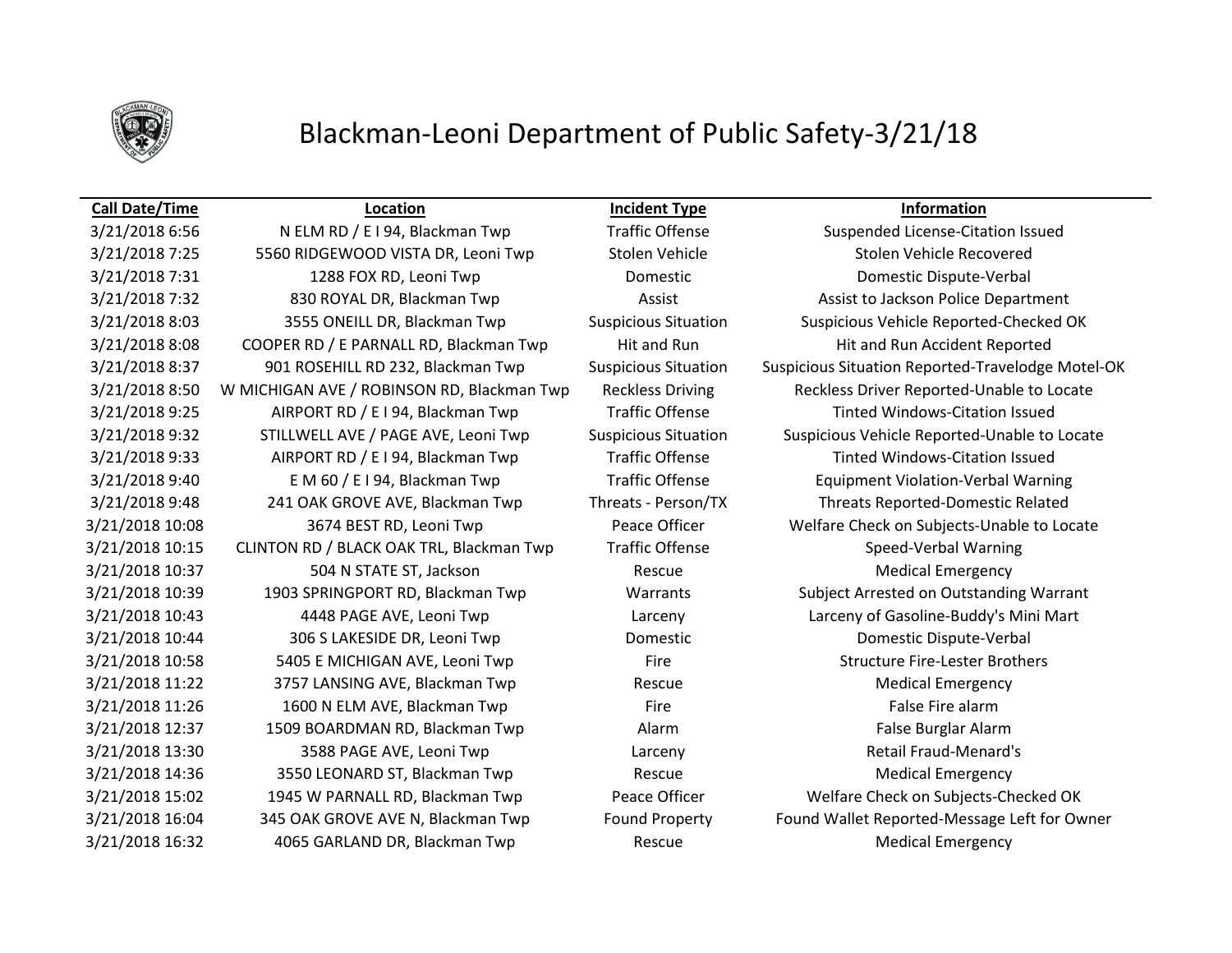# Blackman-Leoni Department of Public Safety-3/21/18

| Call Date/Time | Location | Incident Type | Information |
|---|---|---|---|
| 3/21/2018 6:56 | N ELM RD / E I 94, Blackman Twp | Traffic Offense | Suspended License-Citation Issued |
| 3/21/2018 7:25 | 5560 RIDGEWOOD VISTA DR, Leoni Twp | Stolen Vehicle | Stolen Vehicle Recovered |
| 3/21/2018 7:31 | 1288 FOX RD, Leoni Twp | Domestic | Domestic Dispute-Verbal |
| 3/21/2018 7:32 | 830 ROYAL DR, Blackman Twp | Assist | Assist to Jackson Police Department |
| 3/21/2018 8:03 | 3555 ONEILL DR, Blackman Twp | Suspicious Situation | Suspicious Vehicle Reported-Checked OK |
| 3/21/2018 8:08 | COOPER RD / E PARNALL RD, Blackman Twp | Hit and Run | Hit and Run Accident Reported |
| 3/21/2018 8:37 | 901 ROSEHILL RD 232, Blackman Twp | Suspicious Situation | Suspicious Situation Reported-Travelodge Motel-OK |
| 3/21/2018 8:50 | W MICHIGAN AVE / ROBINSON RD, Blackman Twp | Reckless Driving | Reckless Driver Reported-Unable to Locate |
| 3/21/2018 9:25 | AIRPORT RD / E I 94, Blackman Twp | Traffic Offense | Tinted Windows-Citation Issued |
| 3/21/2018 9:32 | STILLWELL AVE / PAGE AVE, Leoni Twp | Suspicious Situation | Suspicious Vehicle Reported-Unable to Locate |
| 3/21/2018 9:33 | AIRPORT RD / E I 94, Blackman Twp | Traffic Offense | Tinted Windows-Citation Issued |
| 3/21/2018 9:40 | E M 60 / E I 94, Blackman Twp | Traffic Offense | Equipment Violation-Verbal Warning |
| 3/21/2018 9:48 | 241 OAK GROVE AVE, Blackman Twp | Threats - Person/TX | Threats Reported-Domestic Related |
| 3/21/2018 10:08 | 3674 BEST RD, Leoni Twp | Peace Officer | Welfare Check on Subjects-Unable to Locate |
| 3/21/2018 10:15 | CLINTON RD / BLACK OAK TRL, Blackman Twp | Traffic Offense | Speed-Verbal Warning |
| 3/21/2018 10:37 | 504 N STATE ST, Jackson | Rescue | Medical Emergency |
| 3/21/2018 10:39 | 1903 SPRINGPORT RD, Blackman Twp | Warrants | Subject Arrested on Outstanding Warrant |
| 3/21/2018 10:43 | 4448 PAGE AVE, Leoni Twp | Larceny | Larceny of Gasoline-Buddy's Mini Mart |
| 3/21/2018 10:44 | 306 S LAKESIDE DR, Leoni Twp | Domestic | Domestic Dispute-Verbal |
| 3/21/2018 10:58 | 5405 E MICHIGAN AVE, Leoni Twp | Fire | Structure Fire-Lester Brothers |
| 3/21/2018 11:22 | 3757 LANSING AVE, Blackman Twp | Rescue | Medical Emergency |
| 3/21/2018 11:26 | 1600 N ELM AVE, Blackman Twp | Fire | False Fire alarm |
| 3/21/2018 12:37 | 1509 BOARDMAN RD, Blackman Twp | Alarm | False Burglar Alarm |
| 3/21/2018 13:30 | 3588 PAGE AVE, Leoni Twp | Larceny | Retail Fraud-Menard's |
| 3/21/2018 14:36 | 3550 LEONARD ST, Blackman Twp | Rescue | Medical Emergency |
| 3/21/2018 15:02 | 1945 W PARNALL RD, Blackman Twp | Peace Officer | Welfare Check on Subjects-Checked OK |
| 3/21/2018 16:04 | 345 OAK GROVE AVE N, Blackman Twp | Found Property | Found Wallet Reported-Message Left for Owner |
| 3/21/2018 16:32 | 4065 GARLAND DR, Blackman Twp | Rescue | Medical Emergency |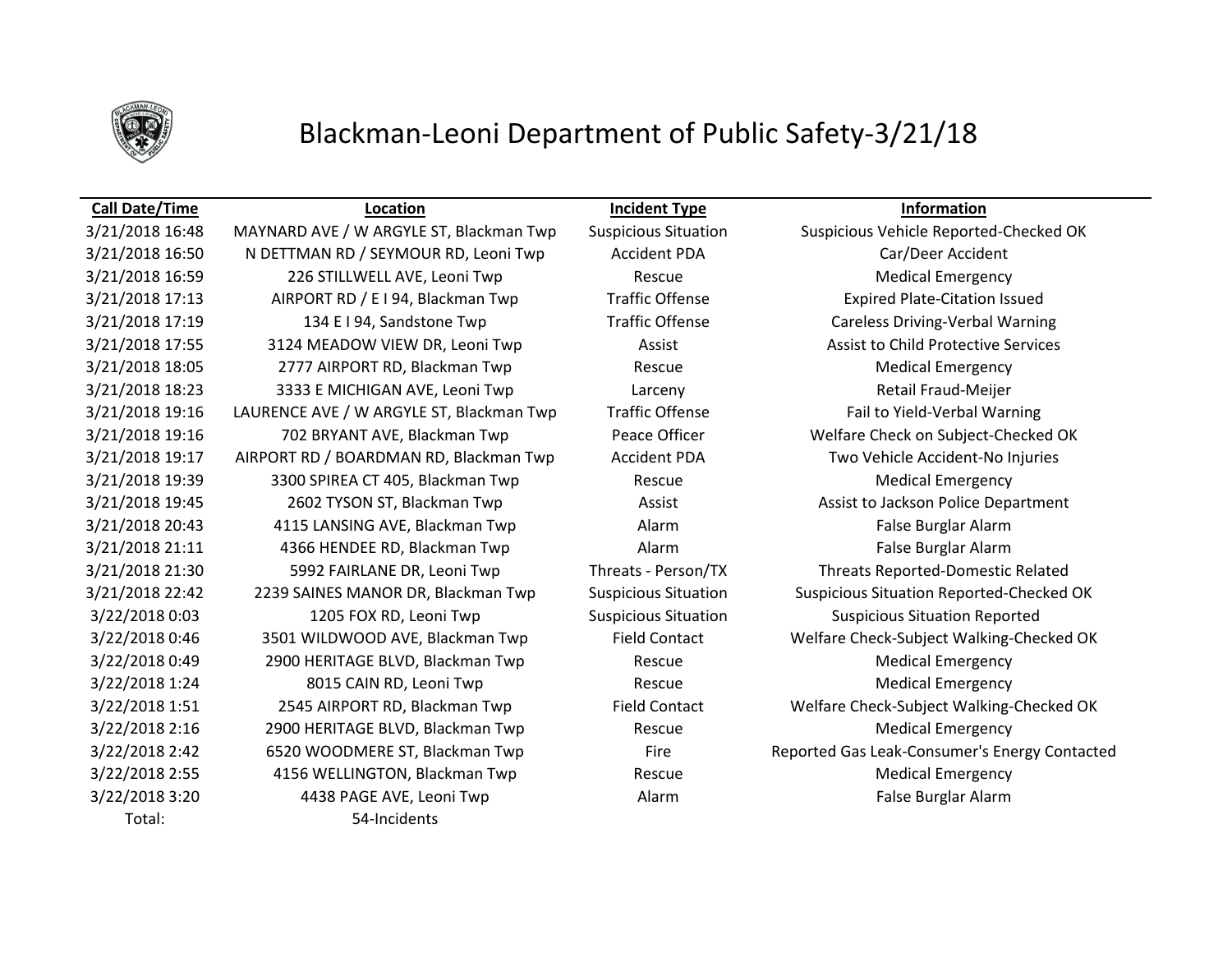# Blackman-Leoni Department of Public Safety-3/21/18

| Call Date/Time | Location | Incident Type | Information |
|---|---|---|---|
| 3/21/2018 16:48 | MAYNARD AVE / W ARGYLE ST, Blackman Twp | Suspicious Situation | Suspicious Vehicle Reported-Checked OK |
| 3/21/2018 16:50 | N DETTMAN RD / SEYMOUR RD, Leoni Twp | Accident PDA | Car/Deer Accident |
| 3/21/2018 16:59 | 226 STILLWELL AVE, Leoni Twp | Rescue | Medical Emergency |
| 3/21/2018 17:13 | AIRPORT RD / E I 94, Blackman Twp | Traffic Offense | Expired Plate-Citation Issued |
| 3/21/2018 17:19 | 134 E I 94, Sandstone Twp | Traffic Offense | Careless Driving-Verbal Warning |
| 3/21/2018 17:55 | 3124 MEADOW VIEW DR, Leoni Twp | Assist | Assist to Child Protective Services |
| 3/21/2018 18:05 | 2777 AIRPORT RD, Blackman Twp | Rescue | Medical Emergency |
| 3/21/2018 18:23 | 3333 E MICHIGAN AVE, Leoni Twp | Larceny | Retail Fraud-Meijer |
| 3/21/2018 19:16 | LAURENCE AVE / W ARGYLE ST, Blackman Twp | Traffic Offense | Fail to Yield-Verbal Warning |
| 3/21/2018 19:16 | 702 BRYANT AVE, Blackman Twp | Peace Officer | Welfare Check on Subject-Checked OK |
| 3/21/2018 19:17 | AIRPORT RD / BOARDMAN RD, Blackman Twp | Accident PDA | Two Vehicle Accident-No Injuries |
| 3/21/2018 19:39 | 3300 SPIREA CT 405, Blackman Twp | Rescue | Medical Emergency |
| 3/21/2018 19:45 | 2602 TYSON ST, Blackman Twp | Assist | Assist to Jackson Police Department |
| 3/21/2018 20:43 | 4115 LANSING AVE, Blackman Twp | Alarm | False Burglar Alarm |
| 3/21/2018 21:11 | 4366 HENDEE RD, Blackman Twp | Alarm | False Burglar Alarm |
| 3/21/2018 21:30 | 5992 FAIRLANE DR, Leoni Twp | Threats - Person/TX | Threats Reported-Domestic Related |
| 3/21/2018 22:42 | 2239 SAINES MANOR DR, Blackman Twp | Suspicious Situation | Suspicious Situation Reported-Checked OK |
| 3/22/2018 0:03 | 1205 FOX RD, Leoni Twp | Suspicious Situation | Suspicious Situation Reported |
| 3/22/2018 0:46 | 3501 WILDWOOD AVE, Blackman Twp | Field Contact | Welfare Check-Subject Walking-Checked OK |
| 3/22/2018 0:49 | 2900 HERITAGE BLVD, Blackman Twp | Rescue | Medical Emergency |
| 3/22/2018 1:24 | 8015 CAIN RD, Leoni Twp | Rescue | Medical Emergency |
| 3/22/2018 1:51 | 2545 AIRPORT RD, Blackman Twp | Field Contact | Welfare Check-Subject Walking-Checked OK |
| 3/22/2018 2:16 | 2900 HERITAGE BLVD, Blackman Twp | Rescue | Medical Emergency |
| 3/22/2018 2:42 | 6520 WOODMERE ST, Blackman Twp | Fire | Reported Gas Leak-Consumer's Energy Contacted |
| 3/22/2018 2:55 | 4156 WELLINGTON, Blackman Twp | Rescue | Medical Emergency |
| 3/22/2018 3:20 | 4438 PAGE AVE, Leoni Twp | Alarm | False Burglar Alarm |
| Total: | 54-Incidents | | |